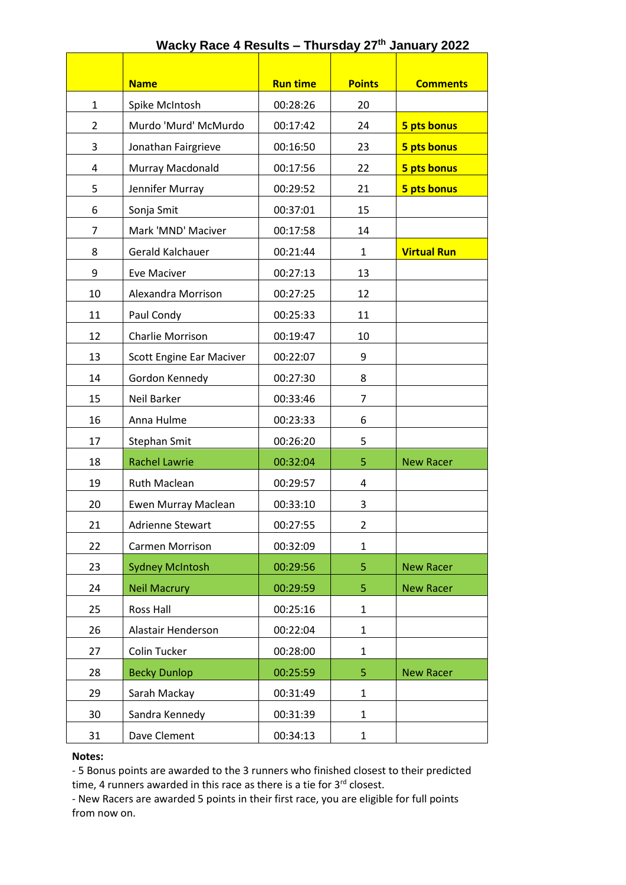# Wacky Race 4 Results – Thursday 27th January 2022

| | Name | Run time | Points | Comments |
|---|---|---|---|---|
| 1 | Spike McIntosh | 00:28:26 | 20 | |
| 2 | Murdo 'Murd' McMurdo | 00:17:42 | 24 | **5 pts bonus** |
| 3 | Jonathan Fairgrieve | 00:16:50 | 23 | **5 pts bonus** |
| 4 | Murray Macdonald | 00:17:56 | 22 | **5 pts bonus** |
| 5 | Jennifer Murray | 00:29:52 | 21 | **5 pts bonus** |
| 6 | Sonja Smit | 00:37:01 | 15 | |
| 7 | Mark 'MND' Maciver | 00:17:58 | 14 | |
| 8 | Gerald Kalchauer | 00:21:44 | 1 | **Virtual Run** |
| 9 | Eve Maciver | 00:27:13 | 13 | |
| 10 | Alexandra Morrison | 00:27:25 | 12 | |
| 11 | Paul Condy | 00:25:33 | 11 | |
| 12 | Charlie Morrison | 00:19:47 | 10 | |
| 13 | Scott Engine Ear Maciver | 00:22:07 | 9 | |
| 14 | Gordon Kennedy | 00:27:30 | 8 | |
| 15 | Neil Barker | 00:33:46 | 7 | |
| 16 | Anna Hulme | 00:23:33 | 6 | |
| 17 | Stephan Smit | 00:26:20 | 5 | |
| 18 | Rachel Lawrie | 00:32:04 | 5 | New Racer |
| 19 | Ruth Maclean | 00:29:57 | 4 | |
| 20 | Ewen Murray Maclean | 00:33:10 | 3 | |
| 21 | Adrienne Stewart | 00:27:55 | 2 | |
| 22 | Carmen Morrison | 00:32:09 | 1 | |
| 23 | Sydney McIntosh | 00:29:56 | 5 | New Racer |
| 24 | Neil Macrury | 00:29:59 | 5 | New Racer |
| 25 | Ross Hall | 00:25:16 | 1 | |
| 26 | Alastair Henderson | 00:22:04 | 1 | |
| 27 | Colin Tucker | 00:28:00 | 1 | |
| 28 | Becky Dunlop | 00:25:59 | 5 | New Racer |
| 29 | Sarah Mackay | 00:31:49 | 1 | |
| 30 | Sandra Kennedy | 00:31:39 | 1 | |
| 31 | Dave Clement | 00:34:13 | 1 | |

**Notes:**

- 5 Bonus points are awarded to the 3 runners who finished closest to their predicted time, 4 runners awarded in this race as there is a tie for 3rd closest.
- New Racers are awarded 5 points in their first race, you are eligible for full points from now on.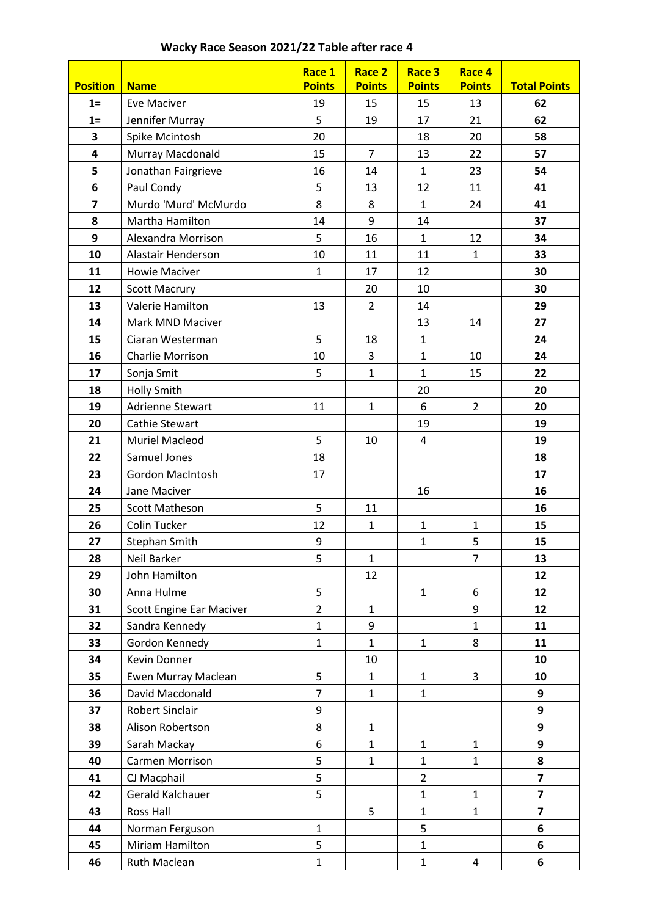## Wacky Race Season 2021/22 Table after race 4

| Position | Name | Race 1 Points | Race 2 Points | Race 3 Points | Race 4 Points | Total Points |
|---|---|---|---|---|---|---|
| 1= | Eve Maciver | 19 | 15 | 15 | 13 | **62** |
| 1= | Jennifer Murray | 5 | 19 | 17 | 21 | **62** |
| 3 | Spike Mcintosh | 20 | | 18 | 20 | **58** |
| 4 | Murray Macdonald | 15 | 7 | 13 | 22 | **57** |
| 5 | Jonathan Fairgrieve | 16 | 14 | 1 | 23 | **54** |
| 6 | Paul Condy | 5 | 13 | 12 | 11 | **41** |
| 7 | Murdo 'Murd' McMurdo | 8 | 8 | 1 | 24 | **41** |
| 8 | Martha Hamilton | 14 | 9 | 14 | | **37** |
| 9 | Alexandra Morrison | 5 | 16 | 1 | 12 | **34** |
| 10 | Alastair Henderson | 10 | 11 | 11 | 1 | **33** |
| 11 | Howie Maciver | 1 | 17 | 12 | | **30** |
| 12 | Scott Macrury | | 20 | 10 | | **30** |
| 13 | Valerie Hamilton | 13 | 2 | 14 | | **29** |
| 14 | Mark MND Maciver | | | 13 | 14 | **27** |
| 15 | Ciaran Westerman | 5 | 18 | 1 | | **24** |
| 16 | Charlie Morrison | 10 | 3 | 1 | 10 | **24** |
| 17 | Sonja Smit | 5 | 1 | 1 | 15 | **22** |
| 18 | Holly Smith | | | 20 | | **20** |
| 19 | Adrienne Stewart | 11 | 1 | 6 | 2 | **20** |
| 20 | Cathie Stewart | | | 19 | | **19** |
| 21 | Muriel Macleod | 5 | 10 | 4 | | **19** |
| 22 | Samuel Jones | 18 | | | | **18** |
| 23 | Gordon MacIntosh | 17 | | | | **17** |
| 24 | Jane Maciver | | | 16 | | **16** |
| 25 | Scott Matheson | 5 | 11 | | | **16** |
| 26 | Colin Tucker | 12 | 1 | 1 | 1 | **15** |
| 27 | Stephan Smith | 9 | | 1 | 5 | **15** |
| 28 | Neil Barker | 5 | 1 | | 7 | **13** |
| 29 | John Hamilton | | 12 | | | **12** |
| 30 | Anna Hulme | 5 | | 1 | 6 | **12** |
| 31 | Scott Engine Ear Maciver | 2 | 1 | | 9 | **12** |
| 32 | Sandra Kennedy | 1 | 9 | | 1 | **11** |
| 33 | Gordon Kennedy | 1 | 1 | 1 | 8 | **11** |
| 34 | Kevin Donner | | 10 | | | **10** |
| 35 | Ewen Murray Maclean | 5 | 1 | 1 | 3 | **10** |
| 36 | David Macdonald | 7 | 1 | 1 | | **9** |
| 37 | Robert Sinclair | 9 | | | | **9** |
| 38 | Alison Robertson | 8 | 1 | | | **9** |
| 39 | Sarah Mackay | 6 | 1 | 1 | 1 | **9** |
| 40 | Carmen Morrison | 5 | 1 | 1 | 1 | **8** |
| 41 | CJ Macphail | 5 | | 2 | | **7** |
| 42 | Gerald Kalchauer | 5 | | 1 | 1 | **7** |
| 43 | Ross Hall | | 5 | 1 | 1 | **7** |
| 44 | Norman Ferguson | 1 | | 5 | | **6** |
| 45 | Miriam Hamilton | 5 | | 1 | | **6** |
| 46 | Ruth Maclean | 1 | | 1 | 4 | **6** |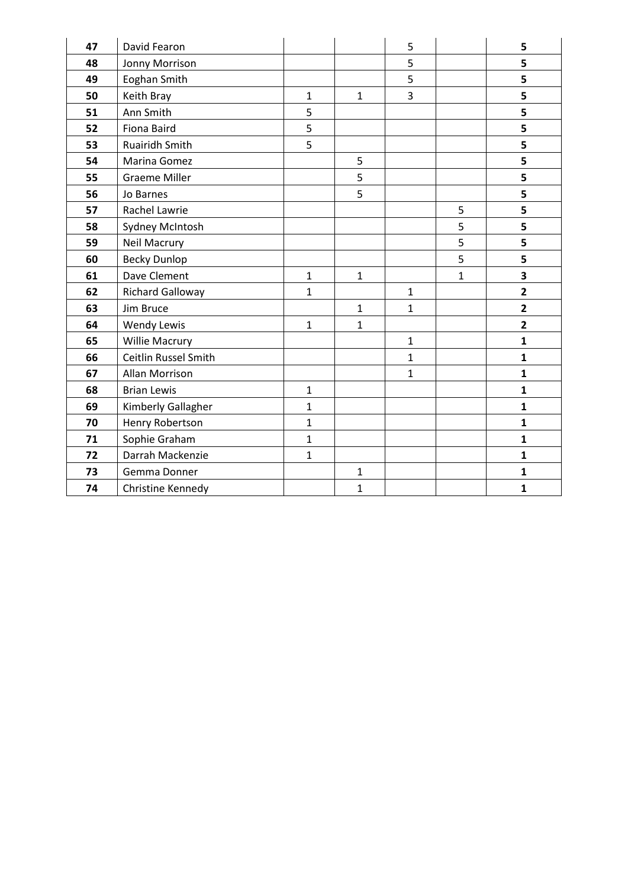| | | | | | | |
|---|---|---|---|---|---|---|
| **47** | David Fearon | | | 5 | | **5** |
| **48** | Jonny Morrison | | | 5 | | **5** |
| **49** | Eoghan Smith | | | 5 | | **5** |
| **50** | Keith Bray | 1 | 1 | 3 | | **5** |
| **51** | Ann Smith | 5 | | | | **5** |
| **52** | Fiona Baird | 5 | | | | **5** |
| **53** | Ruairidh Smith | 5 | | | | **5** |
| **54** | Marina Gomez | | 5 | | | **5** |
| **55** | Graeme Miller | | 5 | | | **5** |
| **56** | Jo Barnes | | 5 | | | **5** |
| **57** | Rachel Lawrie | | | | 5 | **5** |
| **58** | Sydney McIntosh | | | | 5 | **5** |
| **59** | Neil Macrury | | | | 5 | **5** |
| **60** | Becky Dunlop | | | | 5 | **5** |
| **61** | Dave Clement | 1 | 1 | | 1 | **3** |
| **62** | Richard Galloway | 1 | | 1 | | **2** |
| **63** | Jim Bruce | | 1 | 1 | | **2** |
| **64** | Wendy Lewis | 1 | 1 | | | **2** |
| **65** | Willie Macrury | | | 1 | | **1** |
| **66** | Ceitlin Russel Smith | | | 1 | | **1** |
| **67** | Allan Morrison | | | 1 | | **1** |
| **68** | Brian Lewis | 1 | | | | **1** |
| **69** | Kimberly Gallagher | 1 | | | | **1** |
| **70** | Henry Robertson | 1 | | | | **1** |
| **71** | Sophie Graham | 1 | | | | **1** |
| **72** | Darrah Mackenzie | 1 | | | | **1** |
| **73** | Gemma Donner | | 1 | | | **1** |
| **74** | Christine Kennedy | | 1 | | | **1** |